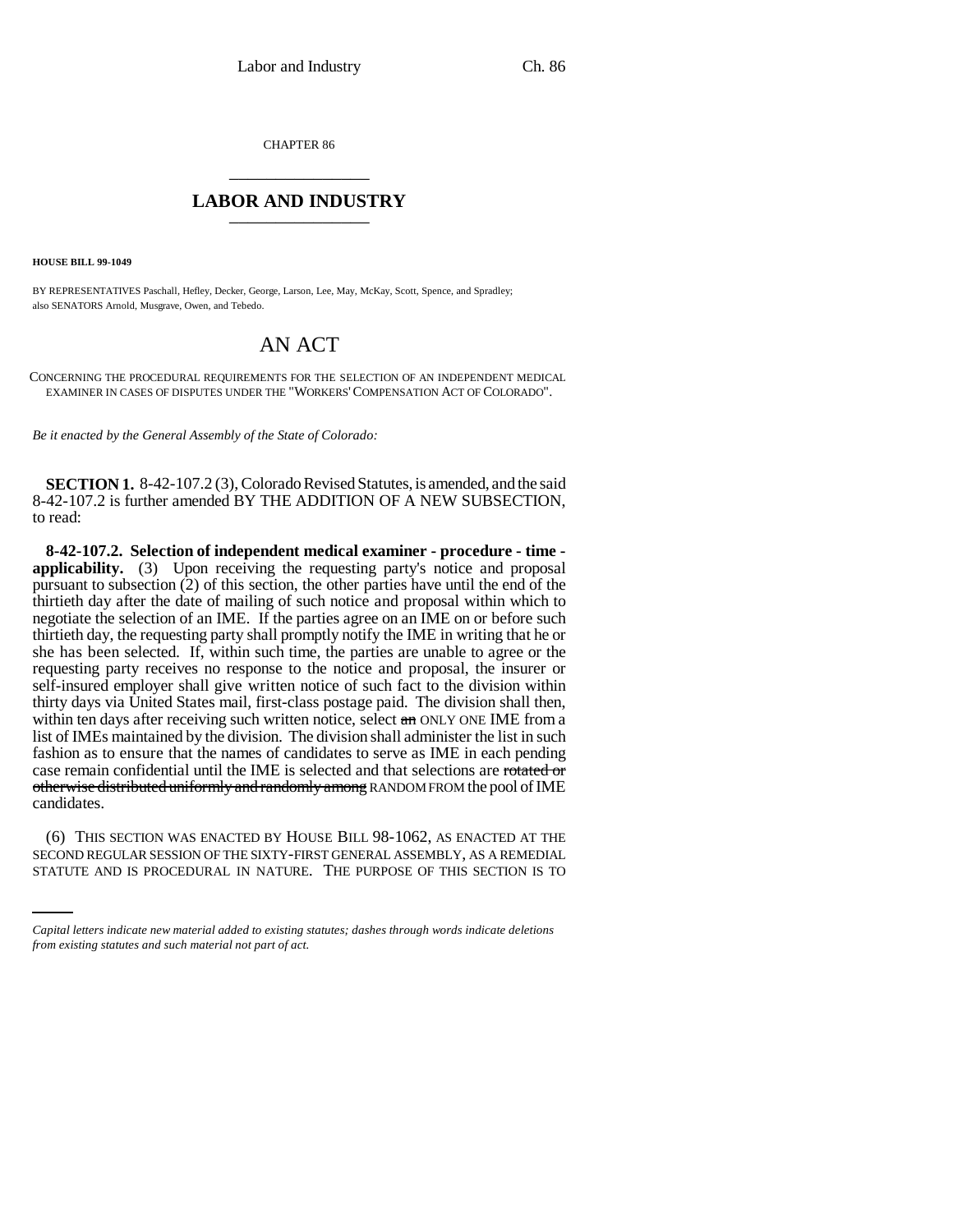CHAPTER 86

## LABOR AND INDUSTRY

**HOUSE BILL 99-1049**

BY REPRESENTATIVES Paschall, Hefley, Decker, George, Larson, Lee, May, McKay, Scott, Spence, and Spradley;
also SENATORS Arnold, Musgrave, Owen, and Tebedo.

# AN ACT

CONCERNING THE PROCEDURAL REQUIREMENTS FOR THE SELECTION OF AN INDEPENDENT MEDICAL EXAMINER IN CASES OF DISPUTES UNDER THE "WORKERS' COMPENSATION ACT OF COLORADO".

*Be it enacted by the General Assembly of the State of Colorado:*

**SECTION 1.** 8-42-107.2 (3), Colorado Revised Statutes, is amended, and the said 8-42-107.2 is further amended BY THE ADDITION OF A NEW SUBSECTION, to read:

**8-42-107.2. Selection of independent medical examiner - procedure - time - applicability.** (3) Upon receiving the requesting party's notice and proposal pursuant to subsection (2) of this section, the other parties have until the end of the thirtieth day after the date of mailing of such notice and proposal within which to negotiate the selection of an IME. If the parties agree on an IME on or before such thirtieth day, the requesting party shall promptly notify the IME in writing that he or she has been selected. If, within such time, the parties are unable to agree or the requesting party receives no response to the notice and proposal, the insurer or self-insured employer shall give written notice of such fact to the division within thirty days via United States mail, first-class postage paid. The division shall then, within ten days after receiving such written notice, select ~~an~~ ONLY ONE IME from a list of IMEs maintained by the division. The division shall administer the list in such fashion as to ensure that the names of candidates to serve as IME in each pending case remain confidential until the IME is selected and that selections are ~~rotated or otherwise distributed uniformly and randomly among~~ RANDOM FROM the pool of IME candidates.

(6) THIS SECTION WAS ENACTED BY HOUSE BILL 98-1062, AS ENACTED AT THE SECOND REGULAR SESSION OF THE SIXTY-FIRST GENERAL ASSEMBLY, AS A REMEDIAL STATUTE AND IS PROCEDURAL IN NATURE. THE PURPOSE OF THIS SECTION IS TO

*Capital letters indicate new material added to existing statutes; dashes through words indicate deletions from existing statutes and such material not part of act.*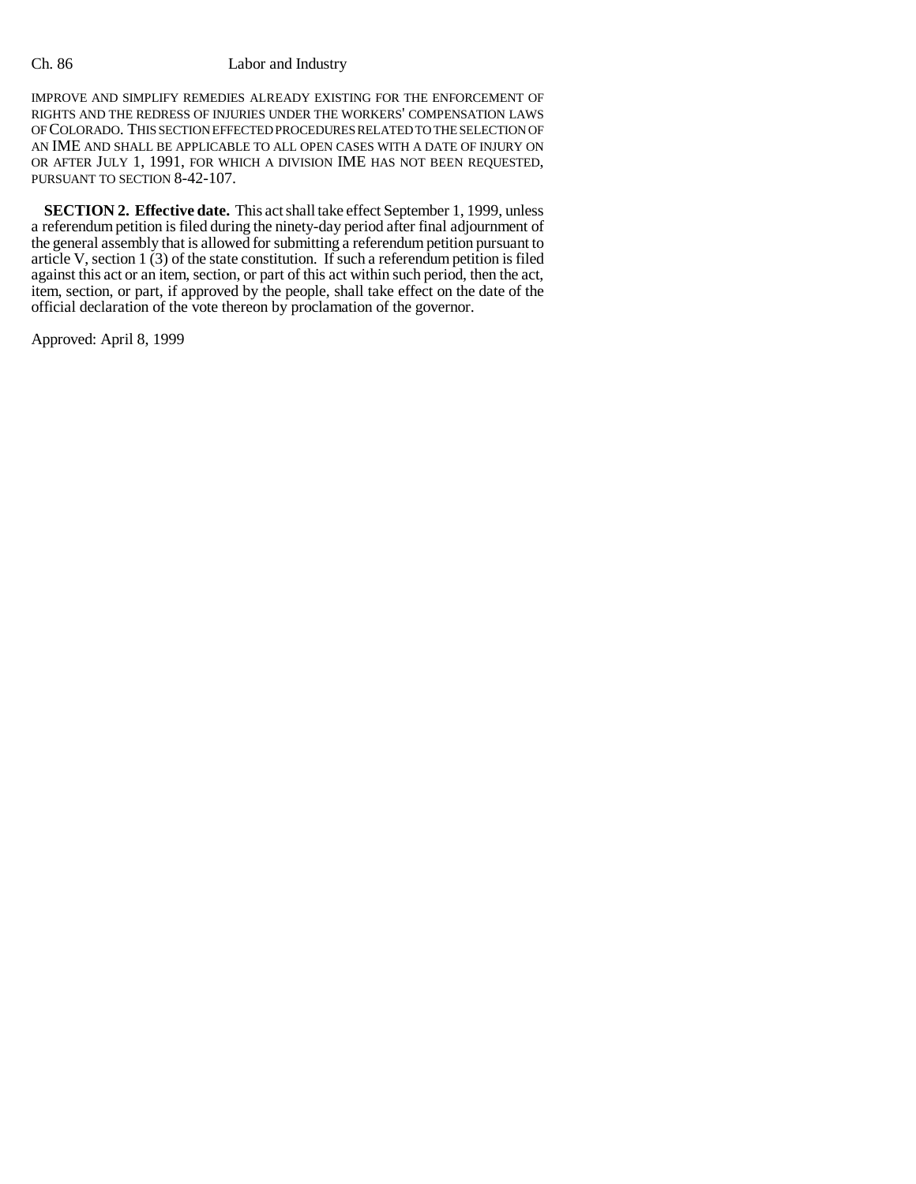IMPROVE AND SIMPLIFY REMEDIES ALREADY EXISTING FOR THE ENFORCEMENT OF RIGHTS AND THE REDRESS OF INJURIES UNDER THE WORKERS' COMPENSATION LAWS OF COLORADO. THIS SECTION EFFECTED PROCEDURES RELATED TO THE SELECTION OF AN IME AND SHALL BE APPLICABLE TO ALL OPEN CASES WITH A DATE OF INJURY ON OR AFTER JULY 1, 1991, FOR WHICH A DIVISION IME HAS NOT BEEN REQUESTED, PURSUANT TO SECTION 8-42-107.

**SECTION 2. Effective date.** This act shall take effect September 1, 1999, unless a referendum petition is filed during the ninety-day period after final adjournment of the general assembly that is allowed for submitting a referendum petition pursuant to article V, section 1 (3) of the state constitution. If such a referendum petition is filed against this act or an item, section, or part of this act within such period, then the act, item, section, or part, if approved by the people, shall take effect on the date of the official declaration of the vote thereon by proclamation of the governor.

Approved: April 8, 1999